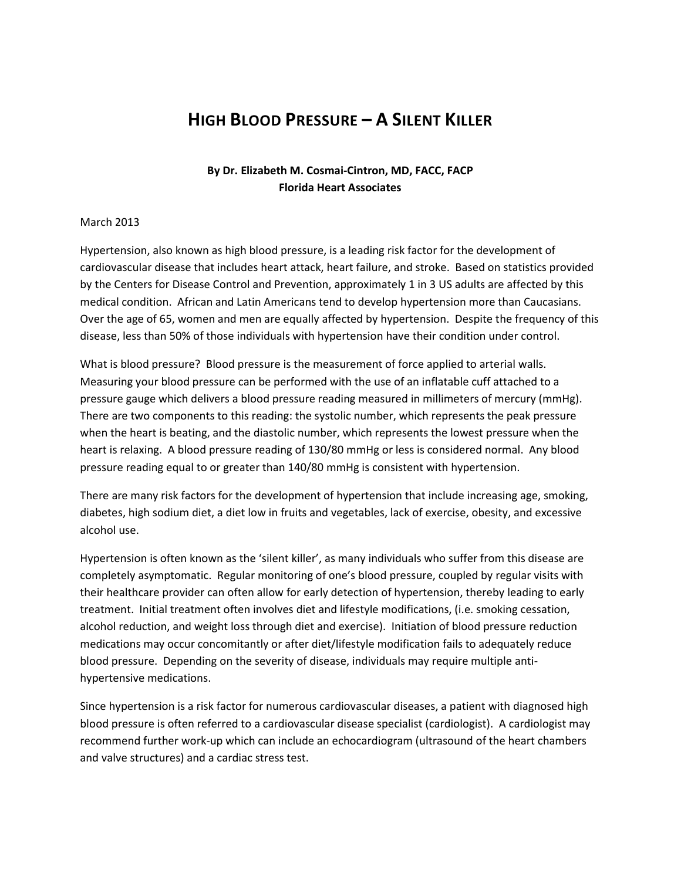# High Blood Pressure – A Silent Killer

**By Dr. Elizabeth M. Cosmai-Cintron, MD, FACC, FACP**
**Florida Heart Associates**

March 2013

Hypertension, also known as high blood pressure, is a leading risk factor for the development of cardiovascular disease that includes heart attack, heart failure, and stroke. Based on statistics provided by the Centers for Disease Control and Prevention, approximately 1 in 3 US adults are affected by this medical condition. African and Latin Americans tend to develop hypertension more than Caucasians. Over the age of 65, women and men are equally affected by hypertension. Despite the frequency of this disease, less than 50% of those individuals with hypertension have their condition under control.

What is blood pressure? Blood pressure is the measurement of force applied to arterial walls. Measuring your blood pressure can be performed with the use of an inflatable cuff attached to a pressure gauge which delivers a blood pressure reading measured in millimeters of mercury (mmHg). There are two components to this reading: the systolic number, which represents the peak pressure when the heart is beating, and the diastolic number, which represents the lowest pressure when the heart is relaxing. A blood pressure reading of 130/80 mmHg or less is considered normal. Any blood pressure reading equal to or greater than 140/80 mmHg is consistent with hypertension.

There are many risk factors for the development of hypertension that include increasing age, smoking, diabetes, high sodium diet, a diet low in fruits and vegetables, lack of exercise, obesity, and excessive alcohol use.

Hypertension is often known as the 'silent killer', as many individuals who suffer from this disease are completely asymptomatic. Regular monitoring of one's blood pressure, coupled by regular visits with their healthcare provider can often allow for early detection of hypertension, thereby leading to early treatment. Initial treatment often involves diet and lifestyle modifications, (i.e. smoking cessation, alcohol reduction, and weight loss through diet and exercise). Initiation of blood pressure reduction medications may occur concomitantly or after diet/lifestyle modification fails to adequately reduce blood pressure. Depending on the severity of disease, individuals may require multiple anti-hypertensive medications.

Since hypertension is a risk factor for numerous cardiovascular diseases, a patient with diagnosed high blood pressure is often referred to a cardiovascular disease specialist (cardiologist). A cardiologist may recommend further work-up which can include an echocardiogram (ultrasound of the heart chambers and valve structures) and a cardiac stress test.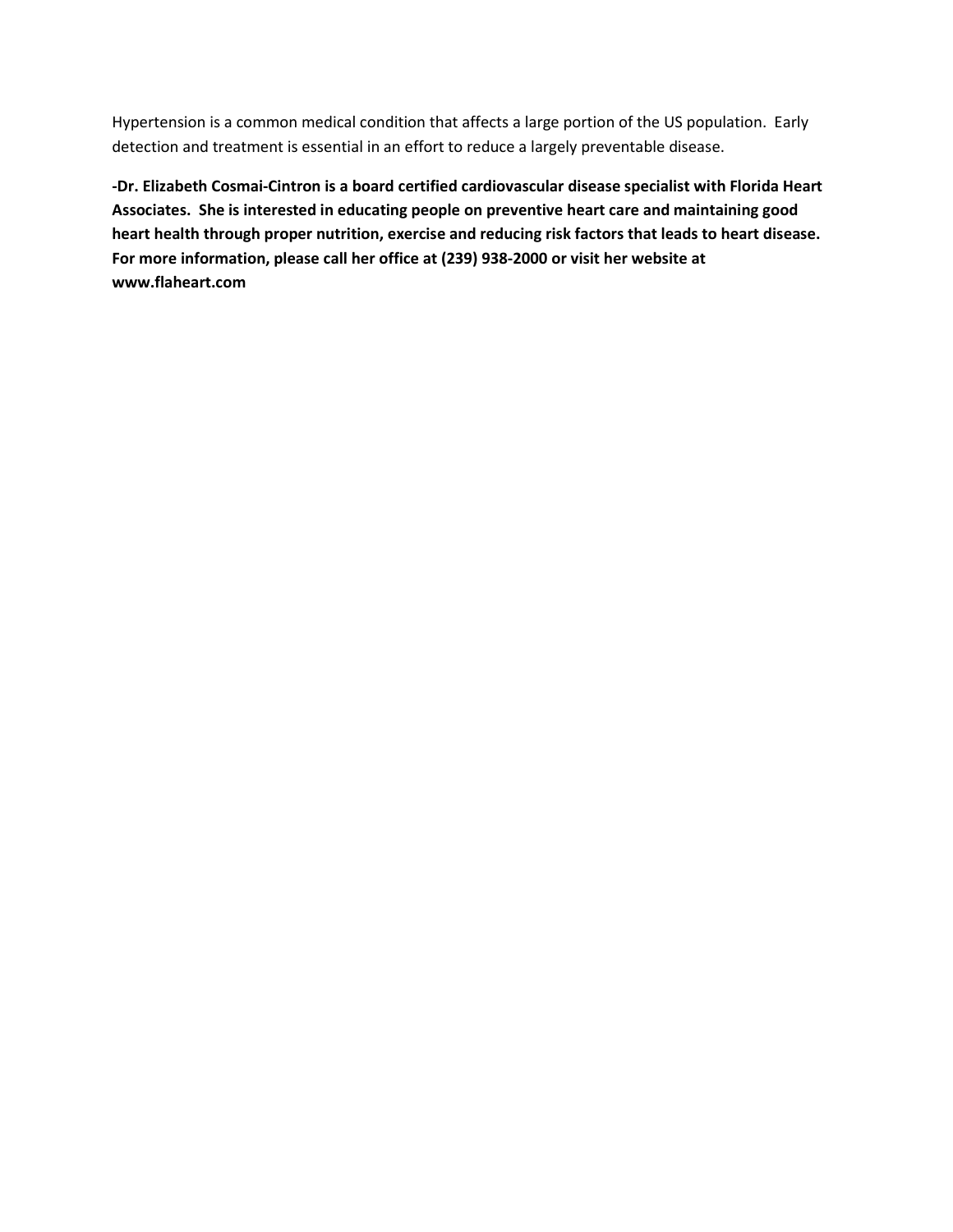Hypertension is a common medical condition that affects a large portion of the US population. Early detection and treatment is essential in an effort to reduce a largely preventable disease.

**-Dr. Elizabeth Cosmai-Cintron is a board certified cardiovascular disease specialist with Florida Heart Associates. She is interested in educating people on preventive heart care and maintaining good heart health through proper nutrition, exercise and reducing risk factors that leads to heart disease. For more information, please call her office at (239) 938-2000 or visit her website at www.flaheart.com**